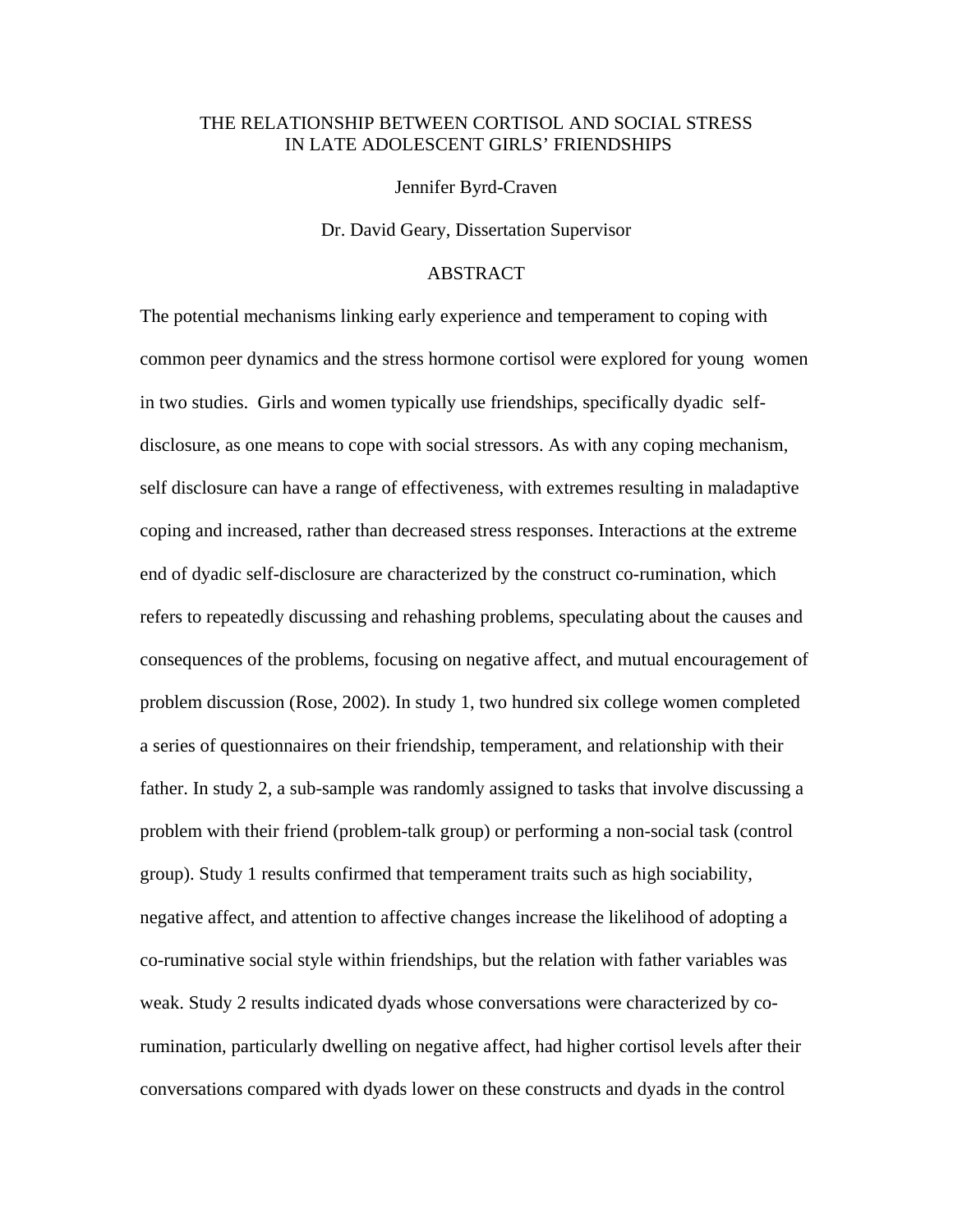# THE RELATIONSHIP BETWEEN CORTISOL AND SOCIAL STRESS IN LATE ADOLESCENT GIRLS' FRIENDSHIPS

Jennifer Byrd-Craven

Dr. David Geary, Dissertation Supervisor

## ABSTRACT

The potential mechanisms linking early experience and temperament to coping with common peer dynamics and the stress hormone cortisol were explored for young women in two studies. Girls and women typically use friendships, specifically dyadic self-disclosure, as one means to cope with social stressors. As with any coping mechanism, self disclosure can have a range of effectiveness, with extremes resulting in maladaptive coping and increased, rather than decreased stress responses. Interactions at the extreme end of dyadic self-disclosure are characterized by the construct co-rumination, which refers to repeatedly discussing and rehashing problems, speculating about the causes and consequences of the problems, focusing on negative affect, and mutual encouragement of problem discussion (Rose, 2002). In study 1, two hundred six college women completed a series of questionnaires on their friendship, temperament, and relationship with their father. In study 2, a sub-sample was randomly assigned to tasks that involve discussing a problem with their friend (problem-talk group) or performing a non-social task (control group). Study 1 results confirmed that temperament traits such as high sociability, negative affect, and attention to affective changes increase the likelihood of adopting a co-ruminative social style within friendships, but the relation with father variables was weak. Study 2 results indicated dyads whose conversations were characterized by co-rumination, particularly dwelling on negative affect, had higher cortisol levels after their conversations compared with dyads lower on these constructs and dyads in the control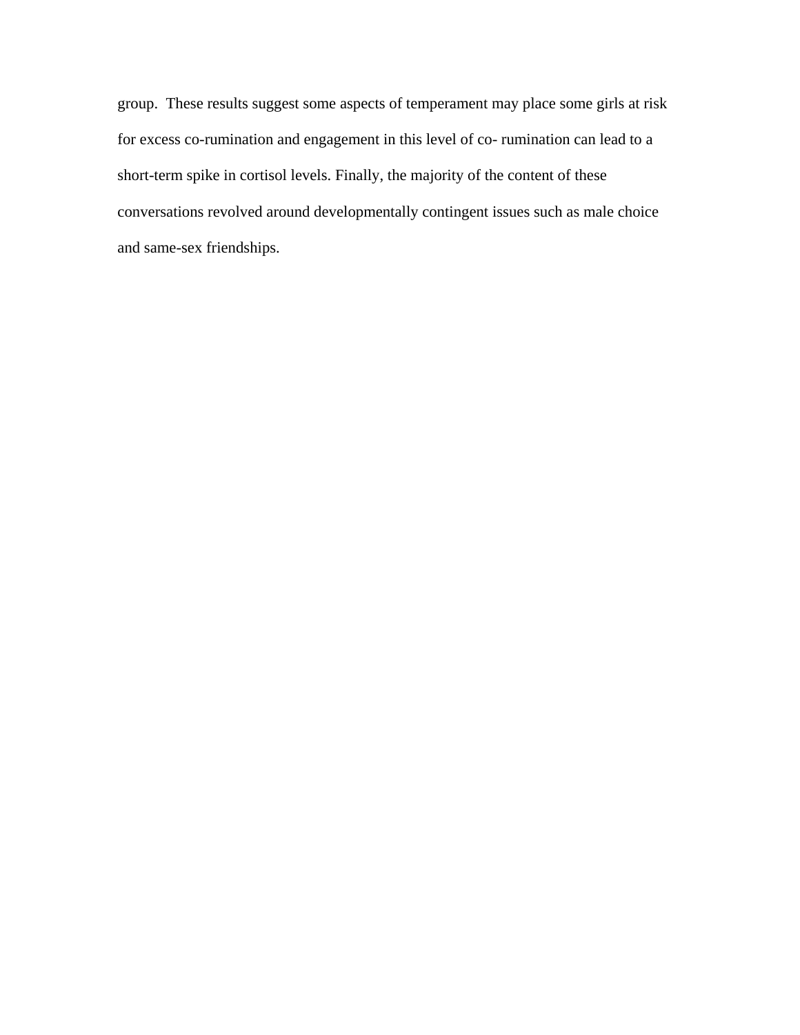group.  These results suggest some aspects of temperament may place some girls at risk for excess co-rumination and engagement in this level of co- rumination can lead to a short-term spike in cortisol levels. Finally, the majority of the content of these conversations revolved around developmentally contingent issues such as male choice and same-sex friendships.